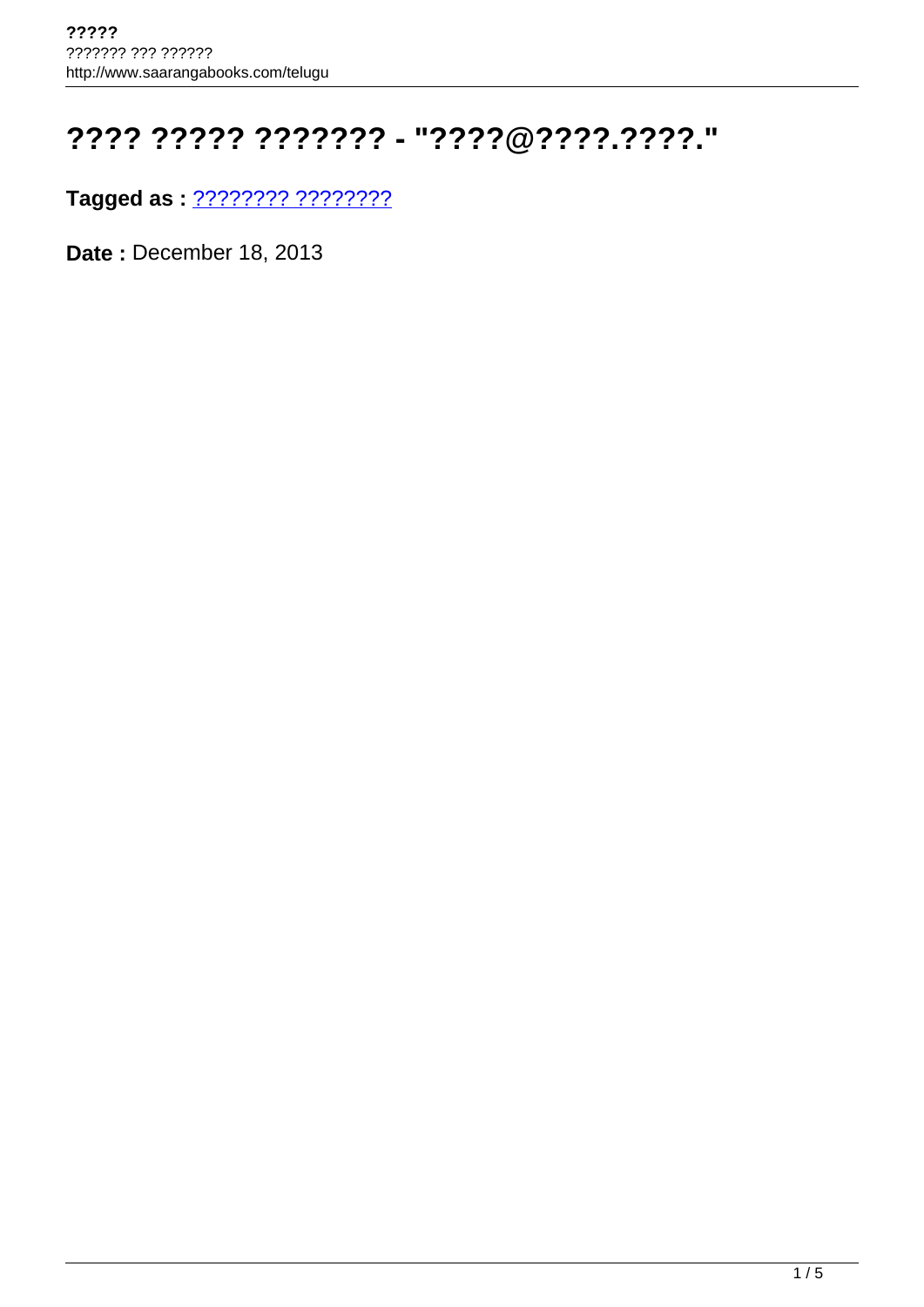# ???? ????? ??????? - "????@????.????."

**Tagged as :** ???????? ????????

**Date :** December 18, 2013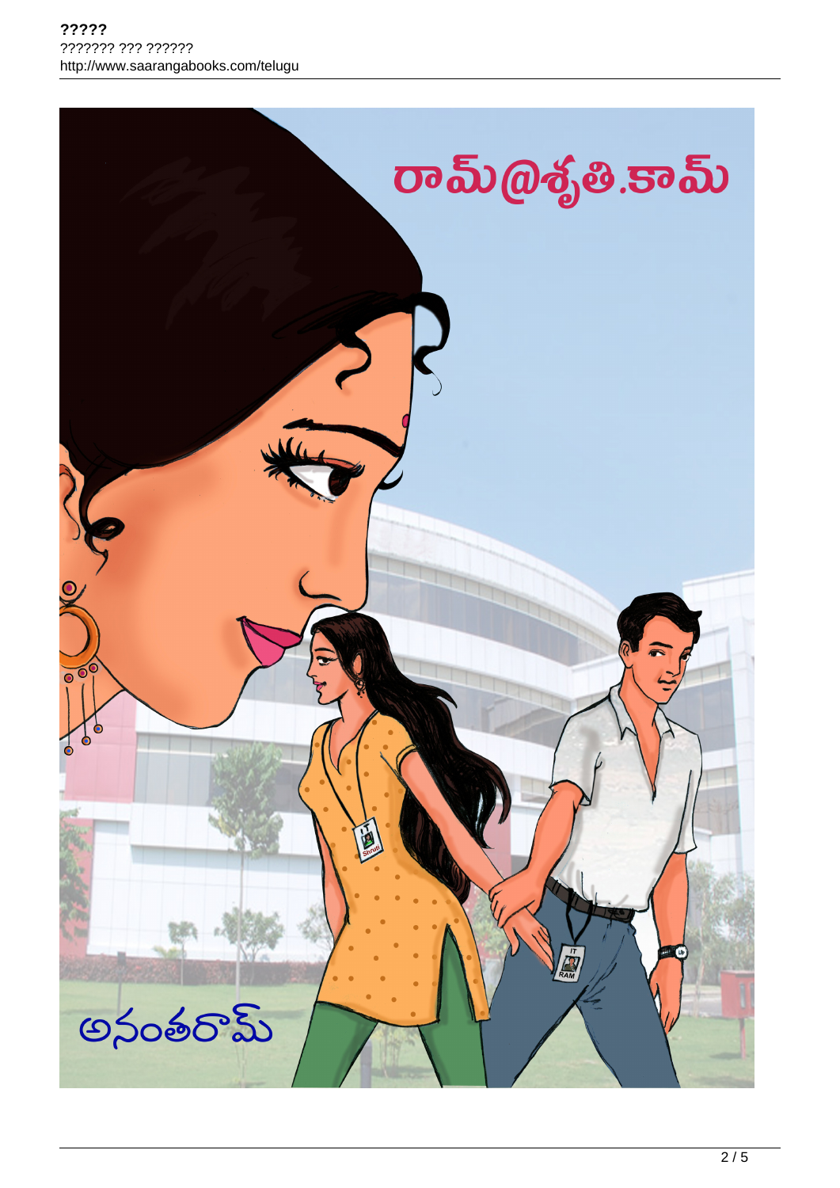# రామ్@శృతి.కామ్

అనంతరామ్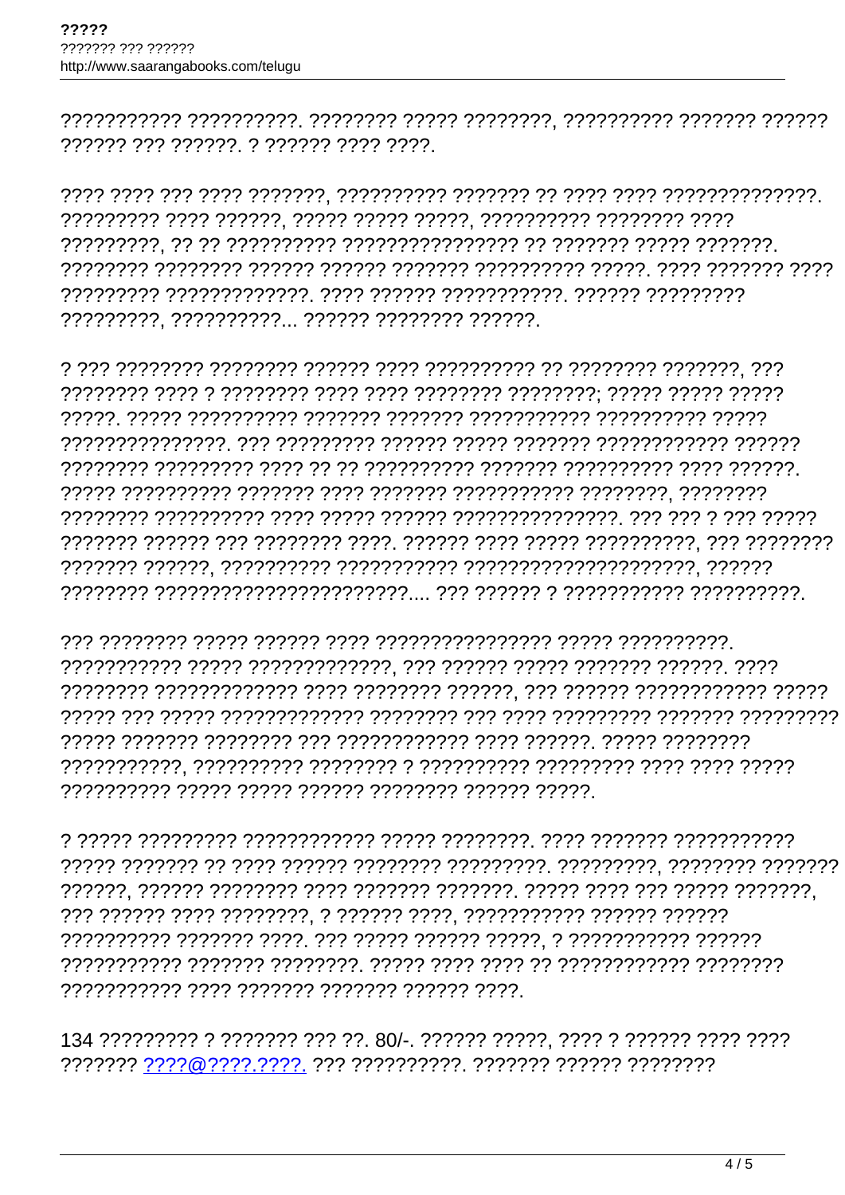??????????? ??????????. ???????? ????? ????????, ?????????? ??????? ?????? ?????? ??? ??????. ? ?????? ???? ????.

???? ???? ??? ???? ???????, ?????????? ??????? ?? ???? ???? ??????????????. ????????? ???? ??????, ????? ????? ?????, ?????????? ???????? ???? ?????????, ?? ?? ?????????? ???????????????? ?? ??????? ????? ???????. ???????? ???????? ?????? ?????? ??????? ?????????? ?????. ???? ??????? ???? ????????? ?????????????. ???? ?????? ???????????. ?????? ????????? ?????????, ??????????... ?????? ???????? ??????.

? ??? ???????? ???????? ?????? ???? ?????????? ?? ???????? ???????, ??? ???????? ???? ? ???????? ???? ???? ???????? ????????; ????? ????? ????? ?????. ????? ?????????? ??????? ??????? ??????????? ?????????? ????? ???????????????. ??? ????????? ?????? ????? ??????? ??????????? ?????? ???????? ????????? ???? ?? ?? ?????????? ??????? ?????????? ???? ??????. ????? ?????????? ??????? ???? ??????? ??????????? ????????, ???????? ???????? ?????????? ???? ????? ?????? ????????????????. ??? ??? ? ??? ????? ??????? ?????? ??? ???????? ????. ?????? ???? ????? ??????????, ??? ???????? ??????? ??????, ?????????? ??????????? ?????????????????????, ?????? ???????? ???????????????????????.... ??? ?????? ? ??????????? ??????????.

??? ???????? ????? ?????? ???? ???????????????? ????? ??????????. ??????????? ????? ?????????????, ??? ?????? ????? ??????? ??????. ???? ???????? ????????????? ???? ???????? ??????, ??? ?????? ???????????? ????? ????? ??? ????? ????????????? ???????? ??? ???? ????????? ??????? ????????? ????? ??????? ???????? ??? ???????????? ???? ??????. ????? ???????? ???????????, ?????????? ???????? ? ?????????? ????????? ???? ???? ????? ?????????? ????? ????? ?????? ???????? ?????? ?????.

? ????? ????????? ???????????? ????? ????????. ???? ??????? ??????????? ????? ??????? ?? ???? ?????? ???????? ?????????. ?????????, ???????? ??????? ??????, ?????? ???????? ???? ??????? ???????. ????? ???? ??? ????? ???????, ??? ?????? ???? ????????, ? ?????? ????, ??????????? ?????? ?????? ?????????? ??????? ????. ??? ????? ?????? ?????, ? ??????????? ?????? ??????????? ??????? ????????. ????? ???? ???? ?? ???????????? ???????? ??????????? ???? ??????? ??????? ?????? ????.

134 ????????? ? ??????? ??? ??. 80/-. ?????? ?????, ???? ? ?????? ???? ???? ??????? ????@????.????. ??? ??????????. ??????? ?????? ????????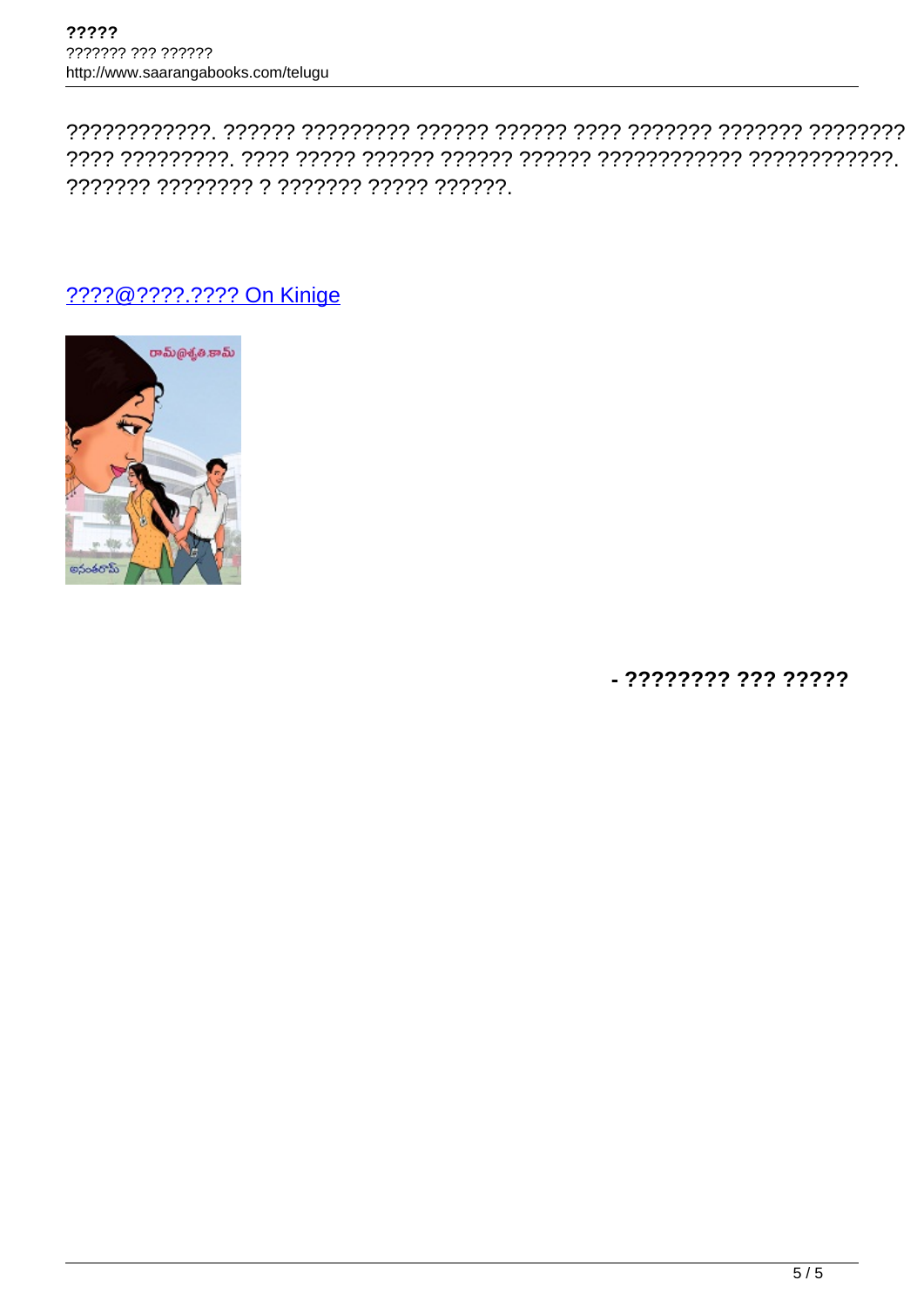????????????. ?????? ????????? ?????? ?????? ???? ??????? ??????? ????????
???? ?????????. ???? ????? ?????? ?????? ?????? ???????????? ????????????.
??????? ???????? ? ??????? ????? ??????.

????@????.???? On Kinige

- ???????? ??? ?????